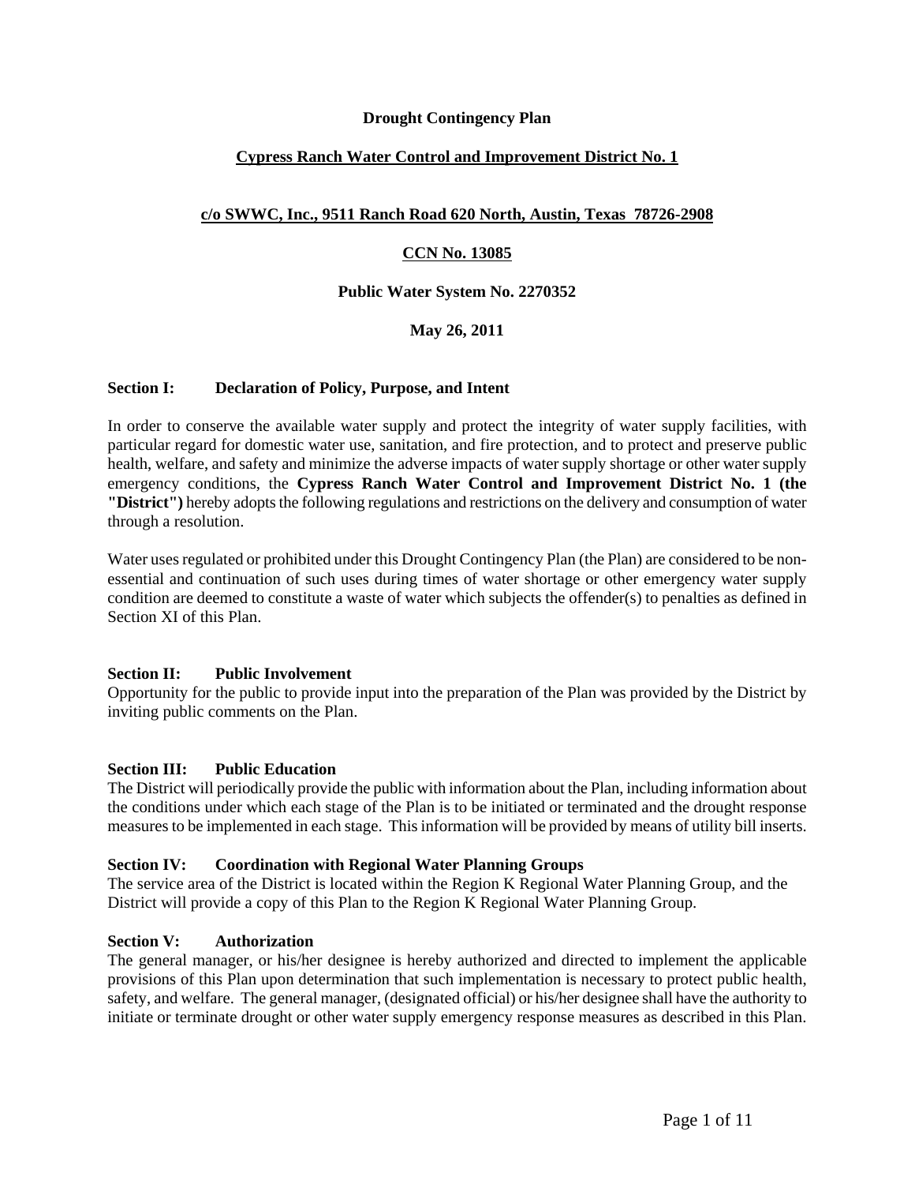# Drought Contingency Plan

## Cypress Ranch Water Control and Improvement District No. 1

**c/o SWWC, Inc., 9511 Ranch Road 620 North, Austin, Texas 78726-2908**

**CCN No. 13085**

**Public Water System No. 2270352**

**May 26, 2011**

### Section I: Declaration of Policy, Purpose, and Intent

In order to conserve the available water supply and protect the integrity of water supply facilities, with particular regard for domestic water use, sanitation, and fire protection, and to protect and preserve public health, welfare, and safety and minimize the adverse impacts of water supply shortage or other water supply emergency conditions, the **Cypress Ranch Water Control and Improvement District No. 1 (the "District")** hereby adopts the following regulations and restrictions on the delivery and consumption of water through a resolution.

Water uses regulated or prohibited under this Drought Contingency Plan (the Plan) are considered to be non-essential and continuation of such uses during times of water shortage or other emergency water supply condition are deemed to constitute a waste of water which subjects the offender(s) to penalties as defined in Section XI of this Plan.

### Section II: Public Involvement

Opportunity for the public to provide input into the preparation of the Plan was provided by the District by inviting public comments on the Plan.

### Section III: Public Education

The District will periodically provide the public with information about the Plan, including information about the conditions under which each stage of the Plan is to be initiated or terminated and the drought response measures to be implemented in each stage. This information will be provided by means of utility bill inserts.

### Section IV: Coordination with Regional Water Planning Groups

The service area of the District is located within the Region K Regional Water Planning Group, and the District will provide a copy of this Plan to the Region K Regional Water Planning Group.

### Section V: Authorization

The general manager, or his/her designee is hereby authorized and directed to implement the applicable provisions of this Plan upon determination that such implementation is necessary to protect public health, safety, and welfare. The general manager, (designated official) or his/her designee shall have the authority to initiate or terminate drought or other water supply emergency response measures as described in this Plan.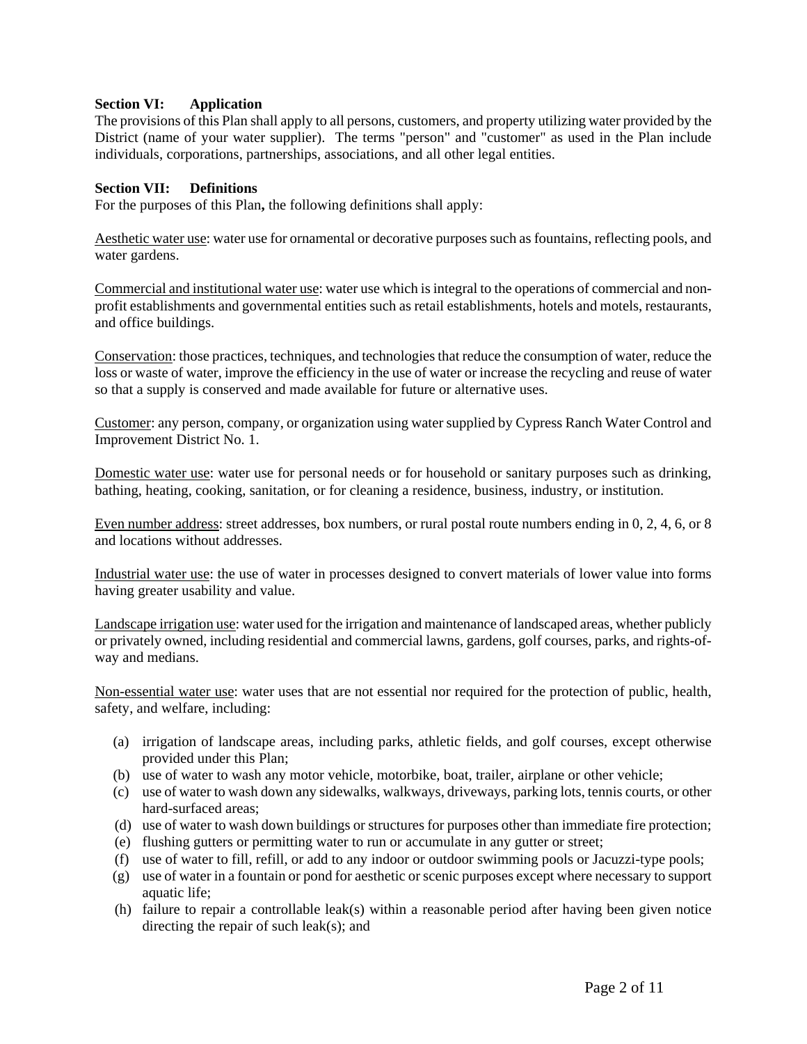**Section VI: Application**

The provisions of this Plan shall apply to all persons, customers, and property utilizing water provided by the District (name of your water supplier). The terms "person" and "customer" as used in the Plan include individuals, corporations, partnerships, associations, and all other legal entities.

**Section VII: Definitions**

For the purposes of this Plan**,** the following definitions shall apply:

<u>Aesthetic water use</u>: water use for ornamental or decorative purposes such as fountains, reflecting pools, and water gardens.

<u>Commercial and institutional water use</u>: water use which is integral to the operations of commercial and non-profit establishments and governmental entities such as retail establishments, hotels and motels, restaurants, and office buildings.

<u>Conservation</u>: those practices, techniques, and technologies that reduce the consumption of water, reduce the loss or waste of water, improve the efficiency in the use of water or increase the recycling and reuse of water so that a supply is conserved and made available for future or alternative uses.

<u>Customer</u>: any person, company, or organization using water supplied by Cypress Ranch Water Control and Improvement District No. 1.

<u>Domestic water use</u>: water use for personal needs or for household or sanitary purposes such as drinking, bathing, heating, cooking, sanitation, or for cleaning a residence, business, industry, or institution.

<u>Even number address</u>: street addresses, box numbers, or rural postal route numbers ending in 0, 2, 4, 6, or 8 and locations without addresses.

<u>Industrial water use</u>: the use of water in processes designed to convert materials of lower value into forms having greater usability and value.

<u>Landscape irrigation use</u>: water used for the irrigation and maintenance of landscaped areas, whether publicly or privately owned, including residential and commercial lawns, gardens, golf courses, parks, and rights-of-way and medians.

<u>Non-essential water use</u>: water uses that are not essential nor required for the protection of public, health, safety, and welfare, including:

(a) irrigation of landscape areas, including parks, athletic fields, and golf courses, except otherwise provided under this Plan;
(b) use of water to wash any motor vehicle, motorbike, boat, trailer, airplane or other vehicle;
(c) use of water to wash down any sidewalks, walkways, driveways, parking lots, tennis courts, or other hard-surfaced areas;
(d) use of water to wash down buildings or structures for purposes other than immediate fire protection;
(e) flushing gutters or permitting water to run or accumulate in any gutter or street;
(f) use of water to fill, refill, or add to any indoor or outdoor swimming pools or Jacuzzi-type pools;
(g) use of water in a fountain or pond for aesthetic or scenic purposes except where necessary to support aquatic life;
(h) failure to repair a controllable leak(s) within a reasonable period after having been given notice directing the repair of such leak(s); and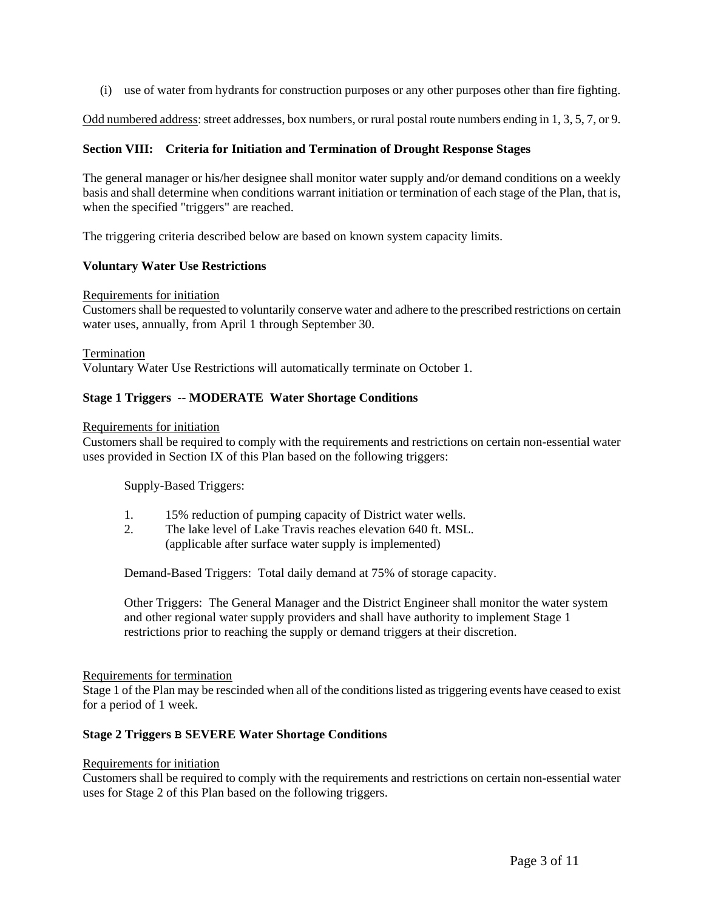(i) use of water from hydrants for construction purposes or any other purposes other than fire fighting.

Odd numbered address: street addresses, box numbers, or rural postal route numbers ending in 1, 3, 5, 7, or 9.

**Section VIII: Criteria for Initiation and Termination of Drought Response Stages**

The general manager or his/her designee shall monitor water supply and/or demand conditions on a weekly basis and shall determine when conditions warrant initiation or termination of each stage of the Plan, that is, when the specified "triggers" are reached.

The triggering criteria described below are based on known system capacity limits.

**Voluntary Water Use Restrictions**

Requirements for initiation
Customers shall be requested to voluntarily conserve water and adhere to the prescribed restrictions on certain water uses, annually, from April 1 through September 30.

Termination
Voluntary Water Use Restrictions will automatically terminate on October 1.

**Stage 1 Triggers -- MODERATE Water Shortage Conditions**

Requirements for initiation
Customers shall be required to comply with the requirements and restrictions on certain non-essential water uses provided in Section IX of this Plan based on the following triggers:

Supply-Based Triggers:

1. 15% reduction of pumping capacity of District water wells.
2. The lake level of Lake Travis reaches elevation 640 ft. MSL. (applicable after surface water supply is implemented)

Demand-Based Triggers: Total daily demand at 75% of storage capacity.

Other Triggers: The General Manager and the District Engineer shall monitor the water system and other regional water supply providers and shall have authority to implement Stage 1 restrictions prior to reaching the supply or demand triggers at their discretion.

Requirements for termination
Stage 1 of the Plan may be rescinded when all of the conditions listed as triggering events have ceased to exist for a period of 1 week.

**Stage 2 Triggers B SEVERE Water Shortage Conditions**

Requirements for initiation
Customers shall be required to comply with the requirements and restrictions on certain non-essential water uses for Stage 2 of this Plan based on the following triggers.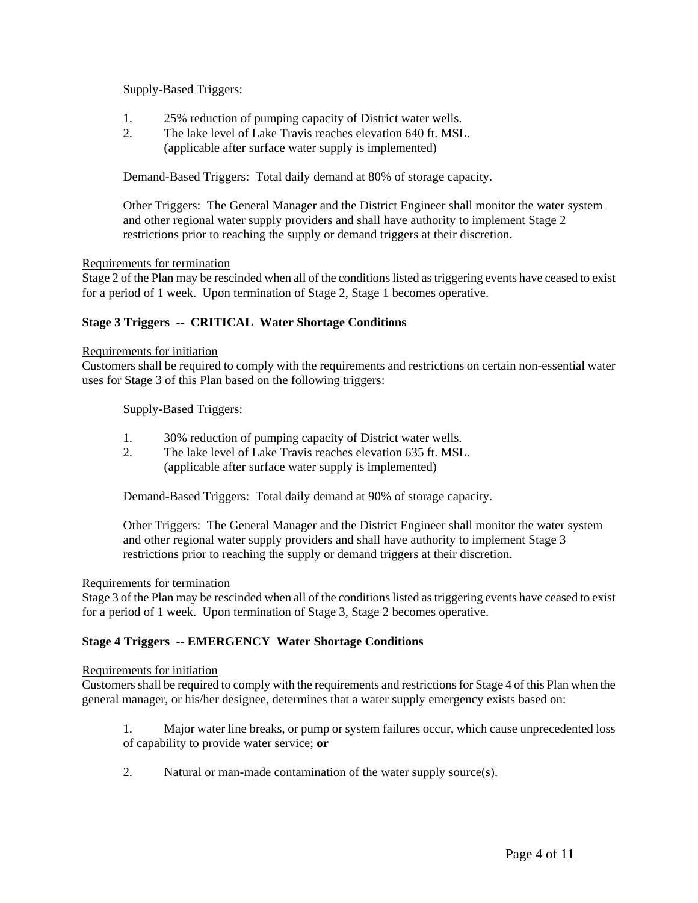Supply-Based Triggers:

1. 25% reduction of pumping capacity of District water wells.
2. The lake level of Lake Travis reaches elevation 640 ft. MSL. (applicable after surface water supply is implemented)

Demand-Based Triggers: Total daily demand at 80% of storage capacity.

Other Triggers: The General Manager and the District Engineer shall monitor the water system and other regional water supply providers and shall have authority to implement Stage 2 restrictions prior to reaching the supply or demand triggers at their discretion.

<u>Requirements for termination</u>

Stage 2 of the Plan may be rescinded when all of the conditions listed as triggering events have ceased to exist for a period of 1 week. Upon termination of Stage 2, Stage 1 becomes operative.

**Stage 3 Triggers -- CRITICAL Water Shortage Conditions**

<u>Requirements for initiation</u>

Customers shall be required to comply with the requirements and restrictions on certain non-essential water uses for Stage 3 of this Plan based on the following triggers:

Supply-Based Triggers:

1. 30% reduction of pumping capacity of District water wells.
2. The lake level of Lake Travis reaches elevation 635 ft. MSL. (applicable after surface water supply is implemented)

Demand-Based Triggers: Total daily demand at 90% of storage capacity.

Other Triggers: The General Manager and the District Engineer shall monitor the water system and other regional water supply providers and shall have authority to implement Stage 3 restrictions prior to reaching the supply or demand triggers at their discretion.

<u>Requirements for termination</u>

Stage 3 of the Plan may be rescinded when all of the conditions listed as triggering events have ceased to exist for a period of 1 week. Upon termination of Stage 3, Stage 2 becomes operative.

**Stage 4 Triggers -- EMERGENCY Water Shortage Conditions**

<u>Requirements for initiation</u>

Customers shall be required to comply with the requirements and restrictions for Stage 4 of this Plan when the general manager, or his/her designee, determines that a water supply emergency exists based on:

1. Major water line breaks, or pump or system failures occur, which cause unprecedented loss of capability to provide water service; **or**

2. Natural or man-made contamination of the water supply source(s).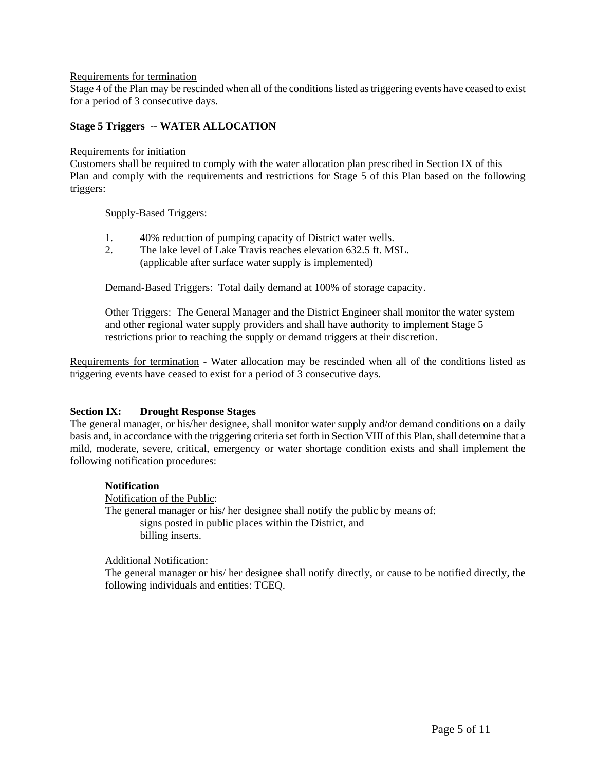Requirements for termination

Stage 4 of the Plan may be rescinded when all of the conditions listed as triggering events have ceased to exist for a period of 3 consecutive days.

**Stage 5 Triggers -- WATER ALLOCATION**

Requirements for initiation

Customers shall be required to comply with the water allocation plan prescribed in Section IX of this Plan and comply with the requirements and restrictions for Stage 5 of this Plan based on the following triggers:

Supply-Based Triggers:

1. 40% reduction of pumping capacity of District water wells.
2. The lake level of Lake Travis reaches elevation 632.5 ft. MSL. (applicable after surface water supply is implemented)

Demand-Based Triggers: Total daily demand at 100% of storage capacity.

Other Triggers: The General Manager and the District Engineer shall monitor the water system and other regional water supply providers and shall have authority to implement Stage 5 restrictions prior to reaching the supply or demand triggers at their discretion.

Requirements for termination - Water allocation may be rescinded when all of the conditions listed as triggering events have ceased to exist for a period of 3 consecutive days.

**Section IX: Drought Response Stages**

The general manager, or his/her designee, shall monitor water supply and/or demand conditions on a daily basis and, in accordance with the triggering criteria set forth in Section VIII of this Plan, shall determine that a mild, moderate, severe, critical, emergency or water shortage condition exists and shall implement the following notification procedures:

**Notification**

Notification of the Public:

The general manager or his/ her designee shall notify the public by means of:

signs posted in public places within the District, and
billing inserts.

Additional Notification:

The general manager or his/ her designee shall notify directly, or cause to be notified directly, the following individuals and entities: TCEQ.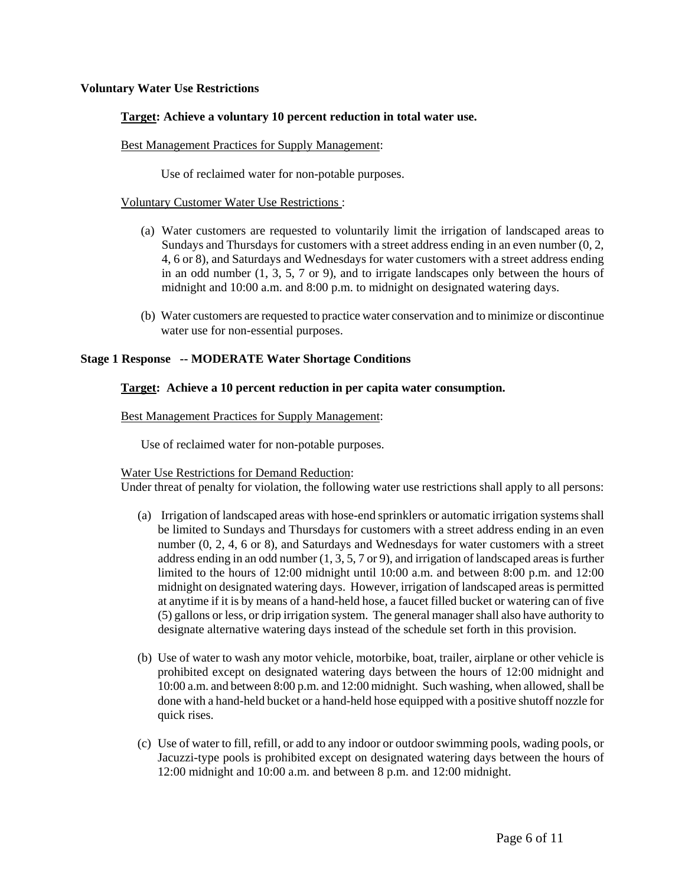**Voluntary Water Use Restrictions**

**<u>Target</u>: Achieve a voluntary 10 percent reduction in total water use.**

<u>Best Management Practices for Supply Management</u>:

Use of reclaimed water for non-potable purposes.

<u>Voluntary Customer Water Use Restrictions</u> :

(a) Water customers are requested to voluntarily limit the irrigation of landscaped areas to Sundays and Thursdays for customers with a street address ending in an even number (0, 2, 4, 6 or 8), and Saturdays and Wednesdays for water customers with a street address ending in an odd number (1, 3, 5, 7 or 9), and to irrigate landscapes only between the hours of midnight and 10:00 a.m. and 8:00 p.m. to midnight on designated watering days.

(b) Water customers are requested to practice water conservation and to minimize or discontinue water use for non-essential purposes.

**Stage 1 Response -- MODERATE Water Shortage Conditions**

**<u>Target</u>: Achieve a 10 percent reduction in per capita water consumption.**

<u>Best Management Practices for Supply Management</u>:

Use of reclaimed water for non-potable purposes.

<u>Water Use Restrictions for Demand Reduction</u>:
Under threat of penalty for violation, the following water use restrictions shall apply to all persons:

(a) Irrigation of landscaped areas with hose-end sprinklers or automatic irrigation systems shall be limited to Sundays and Thursdays for customers with a street address ending in an even number (0, 2, 4, 6 or 8), and Saturdays and Wednesdays for water customers with a street address ending in an odd number (1, 3, 5, 7 or 9), and irrigation of landscaped areas is further limited to the hours of 12:00 midnight until 10:00 a.m. and between 8:00 p.m. and 12:00 midnight on designated watering days. However, irrigation of landscaped areas is permitted at anytime if it is by means of a hand-held hose, a faucet filled bucket or watering can of five (5) gallons or less, or drip irrigation system. The general manager shall also have authority to designate alternative watering days instead of the schedule set forth in this provision.

(b) Use of water to wash any motor vehicle, motorbike, boat, trailer, airplane or other vehicle is prohibited except on designated watering days between the hours of 12:00 midnight and 10:00 a.m. and between 8:00 p.m. and 12:00 midnight. Such washing, when allowed, shall be done with a hand-held bucket or a hand-held hose equipped with a positive shutoff nozzle for quick rises.

(c) Use of water to fill, refill, or add to any indoor or outdoor swimming pools, wading pools, or Jacuzzi-type pools is prohibited except on designated watering days between the hours of 12:00 midnight and 10:00 a.m. and between 8 p.m. and 12:00 midnight.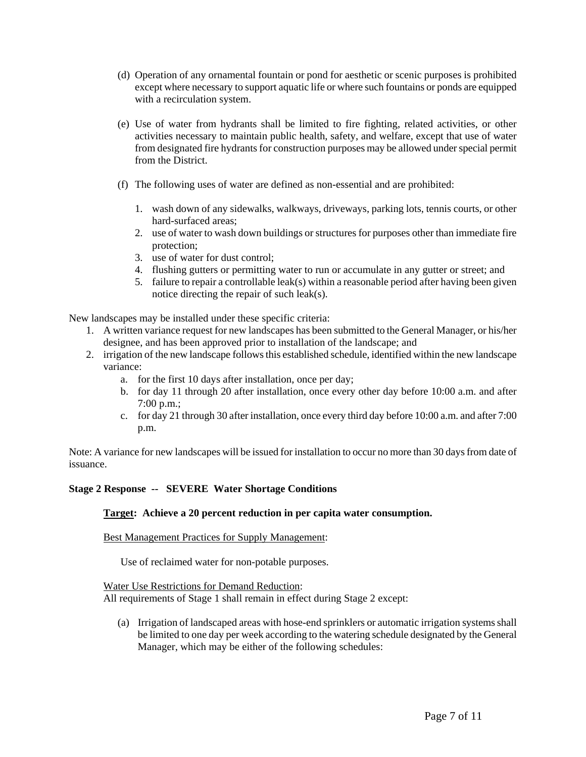(d) Operation of any ornamental fountain or pond for aesthetic or scenic purposes is prohibited except where necessary to support aquatic life or where such fountains or ponds are equipped with a recirculation system.

(e) Use of water from hydrants shall be limited to fire fighting, related activities, or other activities necessary to maintain public health, safety, and welfare, except that use of water from designated fire hydrants for construction purposes may be allowed under special permit from the District.

(f) The following uses of water are defined as non-essential and are prohibited:

1. wash down of any sidewalks, walkways, driveways, parking lots, tennis courts, or other hard-surfaced areas;
2. use of water to wash down buildings or structures for purposes other than immediate fire protection;
3. use of water for dust control;
4. flushing gutters or permitting water to run or accumulate in any gutter or street; and
5. failure to repair a controllable leak(s) within a reasonable period after having been given notice directing the repair of such leak(s).

New landscapes may be installed under these specific criteria:

1. A written variance request for new landscapes has been submitted to the General Manager, or his/her designee, and has been approved prior to installation of the landscape; and
2. irrigation of the new landscape follows this established schedule, identified within the new landscape variance:
   a. for the first 10 days after installation, once per day;
   b. for day 11 through 20 after installation, once every other day before 10:00 a.m. and after 7:00 p.m.;
   c. for day 21 through 30 after installation, once every third day before 10:00 a.m. and after 7:00 p.m.

Note: A variance for new landscapes will be issued for installation to occur no more than 30 days from date of issuance.

**Stage 2 Response -- SEVERE Water Shortage Conditions**

**Target: Achieve a 20 percent reduction in per capita water consumption.**

Best Management Practices for Supply Management:

Use of reclaimed water for non-potable purposes.

Water Use Restrictions for Demand Reduction:
All requirements of Stage 1 shall remain in effect during Stage 2 except:

(a) Irrigation of landscaped areas with hose-end sprinklers or automatic irrigation systems shall be limited to one day per week according to the watering schedule designated by the General Manager, which may be either of the following schedules: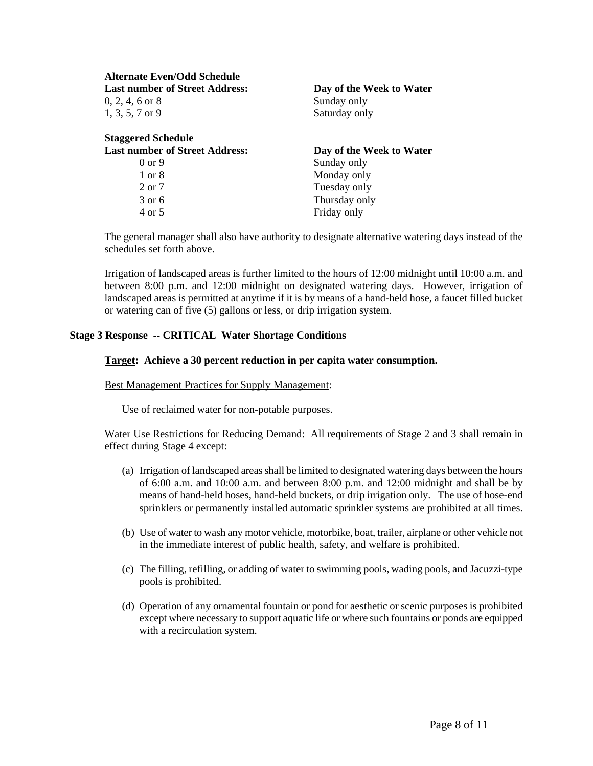**Alternate Even/Odd Schedule**

| **Last number of Street Address:** | **Day of the Week to Water** |
|---|---|
| 0, 2, 4, 6 or 8 | Sunday only |
| 1, 3, 5, 7 or 9 | Saturday only |

**Staggered Schedule**

| **Last number of Street Address:** | **Day of the Week to Water** |
|---|---|
| 0 or 9 | Sunday only |
| 1 or 8 | Monday only |
| 2 or 7 | Tuesday only |
| 3 or 6 | Thursday only |
| 4 or 5 | Friday only |

The general manager shall also have authority to designate alternative watering days instead of the schedules set forth above.

Irrigation of landscaped areas is further limited to the hours of 12:00 midnight until 10:00 a.m. and between 8:00 p.m. and 12:00 midnight on designated watering days. However, irrigation of landscaped areas is permitted at anytime if it is by means of a hand-held hose, a faucet filled bucket or watering can of five (5) gallons or less, or drip irrigation system.

**Stage 3 Response -- CRITICAL Water Shortage Conditions**

**Target: Achieve a 30 percent reduction in per capita water consumption.**

Best Management Practices for Supply Management:

Use of reclaimed water for non-potable purposes.

Water Use Restrictions for Reducing Demand: All requirements of Stage 2 and 3 shall remain in effect during Stage 4 except:

(a) Irrigation of landscaped areas shall be limited to designated watering days between the hours of 6:00 a.m. and 10:00 a.m. and between 8:00 p.m. and 12:00 midnight and shall be by means of hand-held hoses, hand-held buckets, or drip irrigation only. The use of hose-end sprinklers or permanently installed automatic sprinkler systems are prohibited at all times.

(b) Use of water to wash any motor vehicle, motorbike, boat, trailer, airplane or other vehicle not in the immediate interest of public health, safety, and welfare is prohibited.

(c) The filling, refilling, or adding of water to swimming pools, wading pools, and Jacuzzi-type pools is prohibited.

(d) Operation of any ornamental fountain or pond for aesthetic or scenic purposes is prohibited except where necessary to support aquatic life or where such fountains or ponds are equipped with a recirculation system.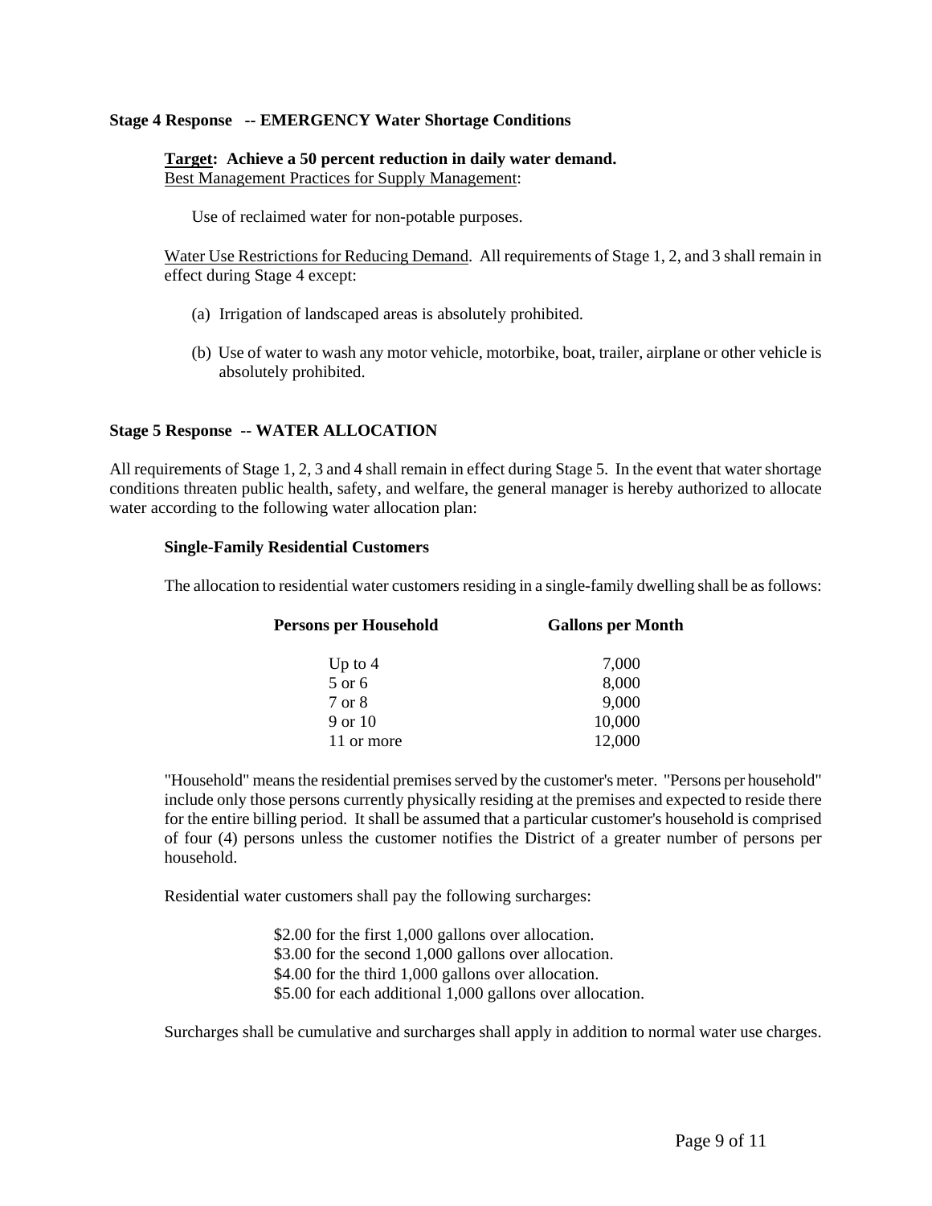**Stage 4 Response -- EMERGENCY Water Shortage Conditions**

**Target: Achieve a 50 percent reduction in daily water demand.**

Best Management Practices for Supply Management:

Use of reclaimed water for non-potable purposes.

Water Use Restrictions for Reducing Demand. All requirements of Stage 1, 2, and 3 shall remain in effect during Stage 4 except:

(a) Irrigation of landscaped areas is absolutely prohibited.

(b) Use of water to wash any motor vehicle, motorbike, boat, trailer, airplane or other vehicle is absolutely prohibited.

**Stage 5 Response -- WATER ALLOCATION**

All requirements of Stage 1, 2, 3 and 4 shall remain in effect during Stage 5. In the event that water shortage conditions threaten public health, safety, and welfare, the general manager is hereby authorized to allocate water according to the following water allocation plan:

**Single-Family Residential Customers**

The allocation to residential water customers residing in a single-family dwelling shall be as follows:

| Persons per Household | Gallons per Month |
|---|---|
| Up to 4 | 7,000 |
| 5 or 6 | 8,000 |
| 7 or 8 | 9,000 |
| 9 or 10 | 10,000 |
| 11 or more | 12,000 |

"Household" means the residential premises served by the customer's meter. "Persons per household" include only those persons currently physically residing at the premises and expected to reside there for the entire billing period. It shall be assumed that a particular customer's household is comprised of four (4) persons unless the customer notifies the District of a greater number of persons per household.

Residential water customers shall pay the following surcharges:

$2.00 for the first 1,000 gallons over allocation.
$3.00 for the second 1,000 gallons over allocation.
$4.00 for the third 1,000 gallons over allocation.
$5.00 for each additional 1,000 gallons over allocation.

Surcharges shall be cumulative and surcharges shall apply in addition to normal water use charges.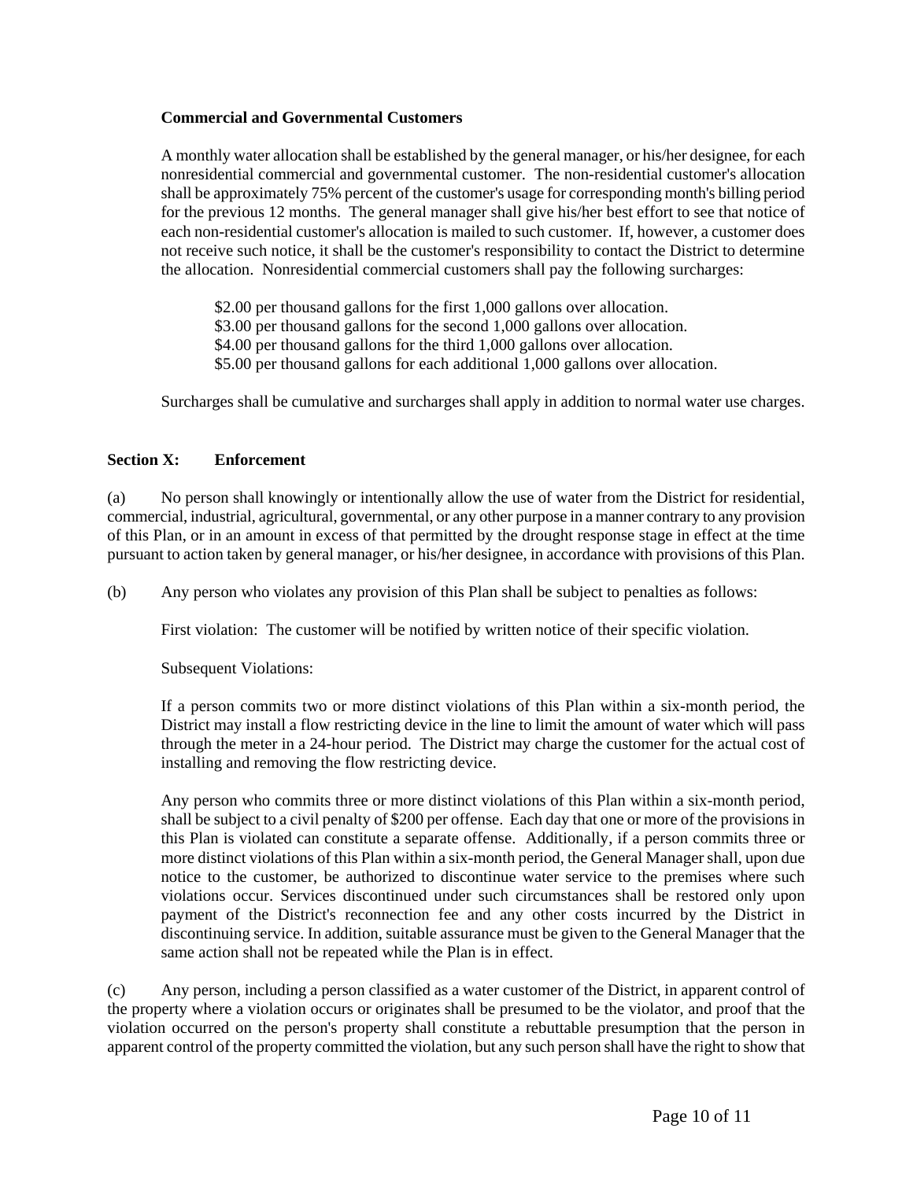**Commercial and Governmental Customers**

A monthly water allocation shall be established by the general manager, or his/her designee, for each nonresidential commercial and governmental customer. The non-residential customer's allocation shall be approximately 75% percent of the customer's usage for corresponding month's billing period for the previous 12 months. The general manager shall give his/her best effort to see that notice of each non-residential customer's allocation is mailed to such customer. If, however, a customer does not receive such notice, it shall be the customer's responsibility to contact the District to determine the allocation. Nonresidential commercial customers shall pay the following surcharges:

$2.00 per thousand gallons for the first 1,000 gallons over allocation.
$3.00 per thousand gallons for the second 1,000 gallons over allocation.
$4.00 per thousand gallons for the third 1,000 gallons over allocation.
$5.00 per thousand gallons for each additional 1,000 gallons over allocation.

Surcharges shall be cumulative and surcharges shall apply in addition to normal water use charges.

## Section X: Enforcement

(a) No person shall knowingly or intentionally allow the use of water from the District for residential, commercial, industrial, agricultural, governmental, or any other purpose in a manner contrary to any provision of this Plan, or in an amount in excess of that permitted by the drought response stage in effect at the time pursuant to action taken by general manager, or his/her designee, in accordance with provisions of this Plan.

(b) Any person who violates any provision of this Plan shall be subject to penalties as follows:

First violation: The customer will be notified by written notice of their specific violation.

Subsequent Violations:

If a person commits two or more distinct violations of this Plan within a six-month period, the District may install a flow restricting device in the line to limit the amount of water which will pass through the meter in a 24-hour period. The District may charge the customer for the actual cost of installing and removing the flow restricting device.

Any person who commits three or more distinct violations of this Plan within a six-month period, shall be subject to a civil penalty of $200 per offense. Each day that one or more of the provisions in this Plan is violated can constitute a separate offense. Additionally, if a person commits three or more distinct violations of this Plan within a six-month period, the General Manager shall, upon due notice to the customer, be authorized to discontinue water service to the premises where such violations occur. Services discontinued under such circumstances shall be restored only upon payment of the District's reconnection fee and any other costs incurred by the District in discontinuing service. In addition, suitable assurance must be given to the General Manager that the same action shall not be repeated while the Plan is in effect.

(c) Any person, including a person classified as a water customer of the District, in apparent control of the property where a violation occurs or originates shall be presumed to be the violator, and proof that the violation occurred on the person's property shall constitute a rebuttable presumption that the person in apparent control of the property committed the violation, but any such person shall have the right to show that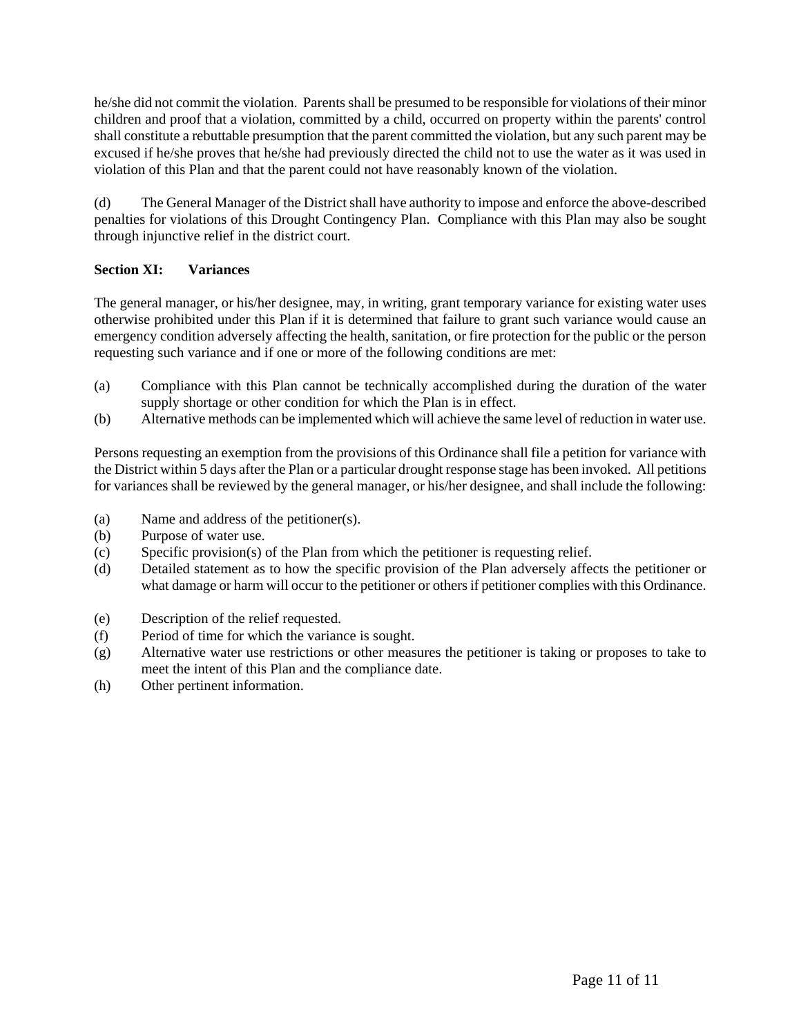he/she did not commit the violation. Parents shall be presumed to be responsible for violations of their minor children and proof that a violation, committed by a child, occurred on property within the parents' control shall constitute a rebuttable presumption that the parent committed the violation, but any such parent may be excused if he/she proves that he/she had previously directed the child not to use the water as it was used in violation of this Plan and that the parent could not have reasonably known of the violation.

(d) The General Manager of the District shall have authority to impose and enforce the above-described penalties for violations of this Drought Contingency Plan. Compliance with this Plan may also be sought through injunctive relief in the district court.

**Section XI: Variances**

The general manager, or his/her designee, may, in writing, grant temporary variance for existing water uses otherwise prohibited under this Plan if it is determined that failure to grant such variance would cause an emergency condition adversely affecting the health, sanitation, or fire protection for the public or the person requesting such variance and if one or more of the following conditions are met:

(a) Compliance with this Plan cannot be technically accomplished during the duration of the water supply shortage or other condition for which the Plan is in effect.
(b) Alternative methods can be implemented which will achieve the same level of reduction in water use.

Persons requesting an exemption from the provisions of this Ordinance shall file a petition for variance with the District within 5 days after the Plan or a particular drought response stage has been invoked. All petitions for variances shall be reviewed by the general manager, or his/her designee, and shall include the following:

(a) Name and address of the petitioner(s).
(b) Purpose of water use.
(c) Specific provision(s) of the Plan from which the petitioner is requesting relief.
(d) Detailed statement as to how the specific provision of the Plan adversely affects the petitioner or what damage or harm will occur to the petitioner or others if petitioner complies with this Ordinance.
(e) Description of the relief requested.
(f) Period of time for which the variance is sought.
(g) Alternative water use restrictions or other measures the petitioner is taking or proposes to take to meet the intent of this Plan and the compliance date.
(h) Other pertinent information.